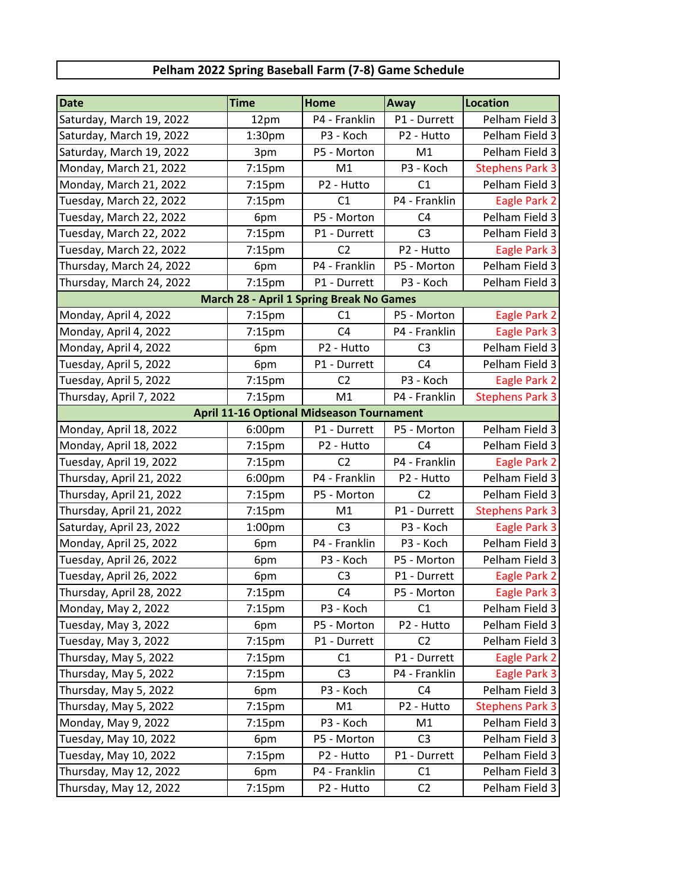# Pelham 2022 Spring Baseball Farm (7-8) Game Schedule

| Date | Time | Home | Away | Location |
|---|---|---|---|---|
| Saturday, March 19, 2022 | 12pm | P4 - Franklin | P1 - Durrett | Pelham Field 3 |
| Saturday, March 19, 2022 | 1:30pm | P3 - Koch | P2 - Hutto | Pelham Field 3 |
| Saturday, March 19, 2022 | 3pm | P5 - Morton | M1 | Pelham Field 3 |
| Monday, March 21, 2022 | 7:15pm | M1 | P3 - Koch | Stephens Park 3 |
| Monday, March 21, 2022 | 7:15pm | P2 - Hutto | C1 | Pelham Field 3 |
| Tuesday, March 22, 2022 | 7:15pm | C1 | P4 - Franklin | Eagle Park 2 |
| Tuesday, March 22, 2022 | 6pm | P5 - Morton | C4 | Pelham Field 3 |
| Tuesday, March 22, 2022 | 7:15pm | P1 - Durrett | C3 | Pelham Field 3 |
| Tuesday, March 22, 2022 | 7:15pm | C2 | P2 - Hutto | Eagle Park 3 |
| Thursday, March 24, 2022 | 6pm | P4 - Franklin | P5 - Morton | Pelham Field 3 |
| Thursday, March 24, 2022 | 7:15pm | P1 - Durrett | P3 - Koch | Pelham Field 3 |
| **March 28 - April 1 Spring Break No Games** | | | | |
| Monday, April 4, 2022 | 7:15pm | C1 | P5 - Morton | Eagle Park 2 |
| Monday, April 4, 2022 | 7:15pm | C4 | P4 - Franklin | Eagle Park 3 |
| Monday, April 4, 2022 | 6pm | P2 - Hutto | C3 | Pelham Field 3 |
| Tuesday, April 5, 2022 | 6pm | P1 - Durrett | C4 | Pelham Field 3 |
| Tuesday, April 5, 2022 | 7:15pm | C2 | P3 - Koch | Eagle Park 2 |
| Thursday, April 7, 2022 | 7:15pm | M1 | P4 - Franklin | Stephens Park 3 |
| **April 11-16 Optional Midseason Tournament** | | | | |
| Monday, April 18, 2022 | 6:00pm | P1 - Durrett | P5 - Morton | Pelham Field 3 |
| Monday, April 18, 2022 | 7:15pm | P2 - Hutto | C4 | Pelham Field 3 |
| Tuesday, April 19, 2022 | 7:15pm | C2 | P4 - Franklin | Eagle Park 2 |
| Thursday, April 21, 2022 | 6:00pm | P4 - Franklin | P2 - Hutto | Pelham Field 3 |
| Thursday, April 21, 2022 | 7:15pm | P5 - Morton | C2 | Pelham Field 3 |
| Thursday, April 21, 2022 | 7:15pm | M1 | P1 - Durrett | Stephens Park 3 |
| Saturday, April 23, 2022 | 1:00pm | C3 | P3 - Koch | Eagle Park 3 |
| Monday, April 25, 2022 | 6pm | P4 - Franklin | P3 - Koch | Pelham Field 3 |
| Tuesday, April 26, 2022 | 6pm | P3 - Koch | P5 - Morton | Pelham Field 3 |
| Tuesday, April 26, 2022 | 6pm | C3 | P1 - Durrett | Eagle Park 2 |
| Thursday, April 28, 2022 | 7:15pm | C4 | P5 - Morton | Eagle Park 3 |
| Monday, May 2, 2022 | 7:15pm | P3 - Koch | C1 | Pelham Field 3 |
| Tuesday, May 3, 2022 | 6pm | P5 - Morton | P2 - Hutto | Pelham Field 3 |
| Tuesday, May 3, 2022 | 7:15pm | P1 - Durrett | C2 | Pelham Field 3 |
| Thursday, May 5, 2022 | 7:15pm | C1 | P1 - Durrett | Eagle Park 2 |
| Thursday, May 5, 2022 | 7:15pm | C3 | P4 - Franklin | Eagle Park 3 |
| Thursday, May 5, 2022 | 6pm | P3 - Koch | C4 | Pelham Field 3 |
| Thursday, May 5, 2022 | 7:15pm | M1 | P2 - Hutto | Stephens Park 3 |
| Monday, May 9, 2022 | 7:15pm | P3 - Koch | M1 | Pelham Field 3 |
| Tuesday, May 10, 2022 | 6pm | P5 - Morton | C3 | Pelham Field 3 |
| Tuesday, May 10, 2022 | 7:15pm | P2 - Hutto | P1 - Durrett | Pelham Field 3 |
| Thursday, May 12, 2022 | 6pm | P4 - Franklin | C1 | Pelham Field 3 |
| Thursday, May 12, 2022 | 7:15pm | P2 - Hutto | C2 | Pelham Field 3 |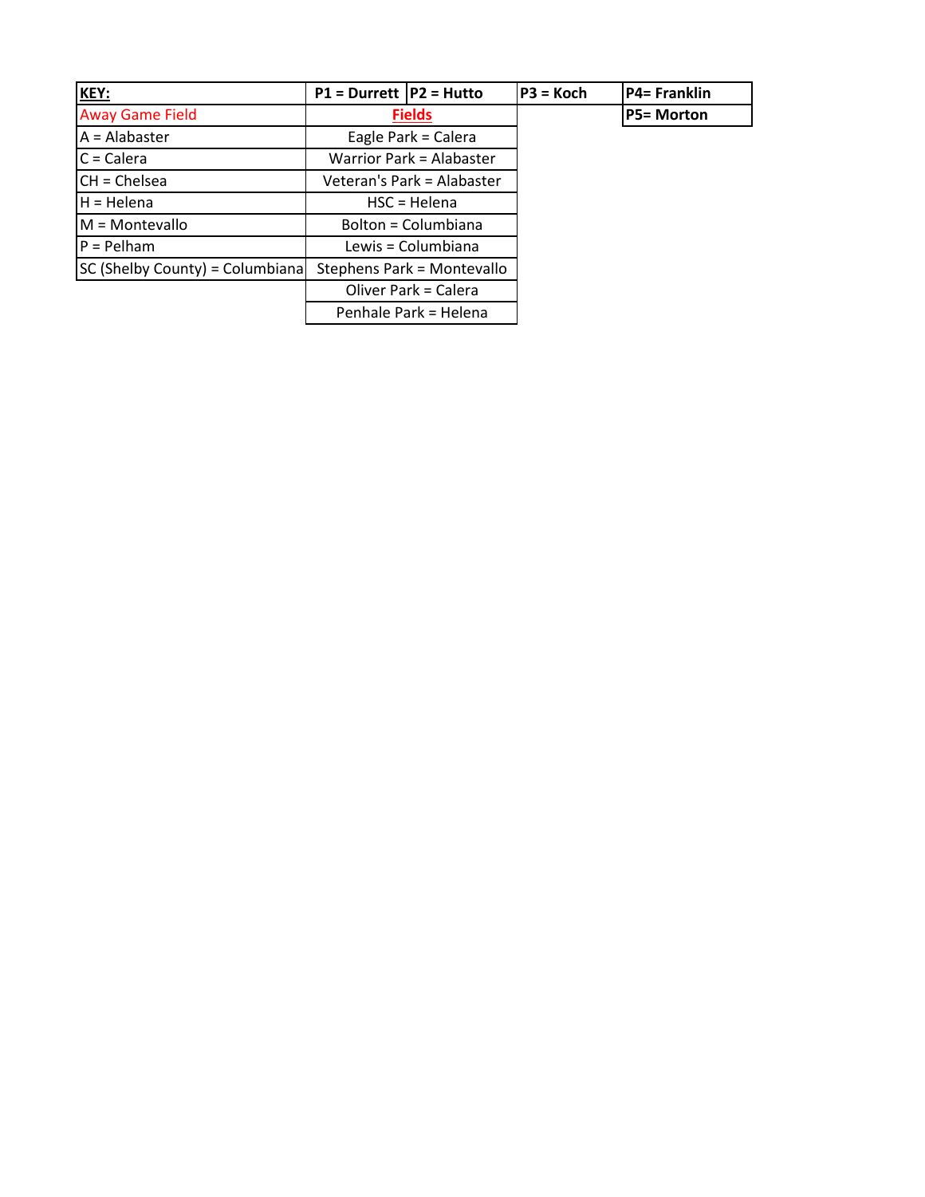| KEY: | P1 = Durrett | P2 = Hutto | P3 = Koch | P4= Franklin |
|---|---|---|---|---|
| Away Game Field | Fields | | | P5= Morton |
| A = Alabaster | Eagle Park = Calera | | | |
| C = Calera | Warrior Park = Alabaster | | | |
| CH = Chelsea | Veteran's Park = Alabaster | | | |
| H = Helena | HSC = Helena | | | |
| M = Montevallo | Bolton = Columbiana | | | |
| P = Pelham | Lewis = Columbiana | | | |
| SC (Shelby County) = Columbiana | Stephens Park = Montevallo | | | |
| | Oliver Park = Calera | | | |
| | Penhale Park = Helena | | | |